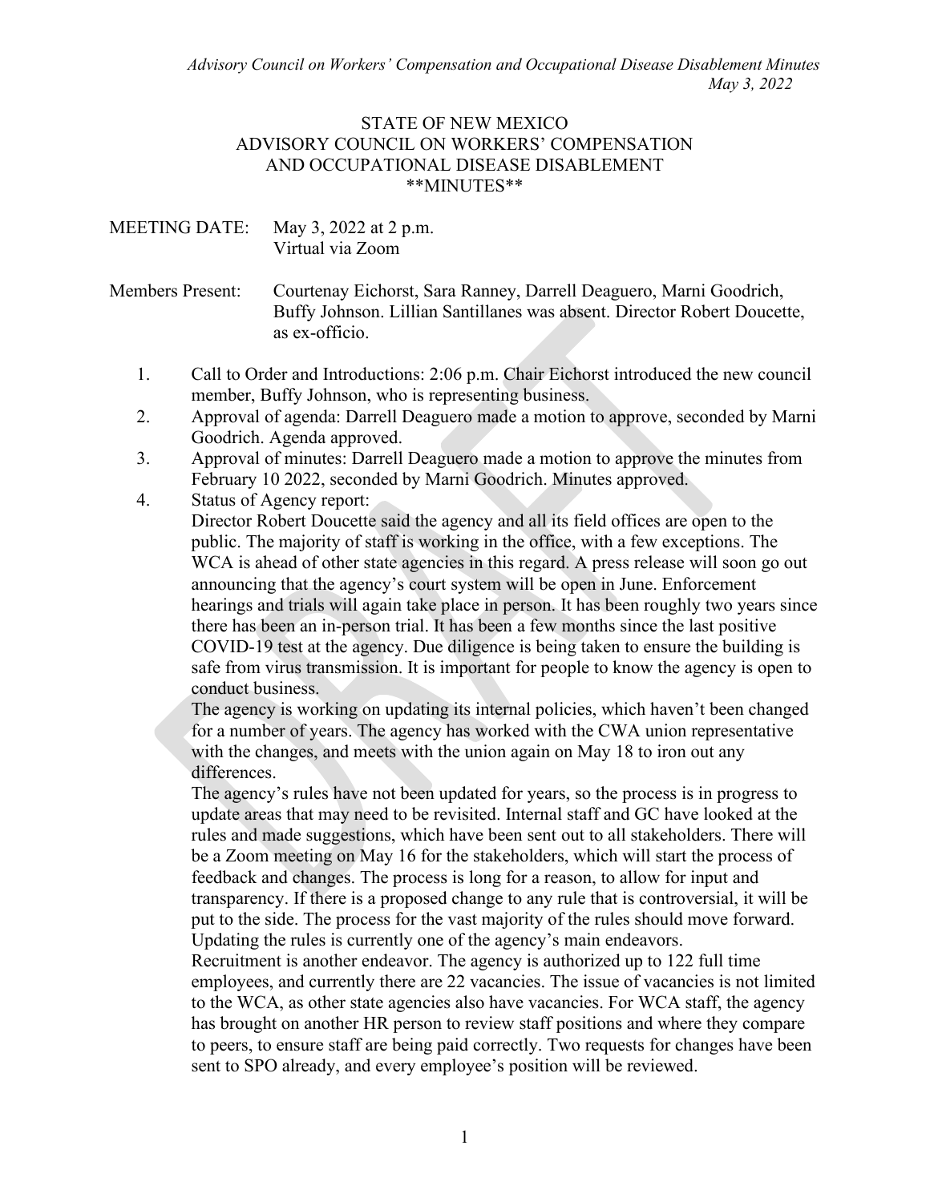STATE OF NEW MEXICO
ADVISORY COUNCIL ON WORKERS' COMPENSATION
AND OCCUPATIONAL DISEASE DISABLEMENT
**MINUTES**

MEETING DATE: May 3, 2022 at 2 p.m.
Virtual via Zoom

Members Present: Courtenay Eichorst, Sara Ranney, Darrell Deaguero, Marni Goodrich, Buffy Johnson. Lillian Santillanes was absent. Director Robert Doucette, as ex-officio.

1. Call to Order and Introductions: 2:06 p.m. Chair Eichorst introduced the new council member, Buffy Johnson, who is representing business.
2. Approval of agenda: Darrell Deaguero made a motion to approve, seconded by Marni Goodrich. Agenda approved.
3. Approval of minutes: Darrell Deaguero made a motion to approve the minutes from February 10 2022, seconded by Marni Goodrich. Minutes approved.
4. Status of Agency report:
   Director Robert Doucette said the agency and all its field offices are open to the public. The majority of staff is working in the office, with a few exceptions. The WCA is ahead of other state agencies in this regard. A press release will soon go out announcing that the agency's court system will be open in June. Enforcement hearings and trials will again take place in person. It has been roughly two years since there has been an in-person trial. It has been a few months since the last positive COVID-19 test at the agency. Due diligence is being taken to ensure the building is safe from virus transmission. It is important for people to know the agency is open to conduct business.
   The agency is working on updating its internal policies, which haven't been changed for a number of years. The agency has worked with the CWA union representative with the changes, and meets with the union again on May 18 to iron out any differences.
   The agency's rules have not been updated for years, so the process is in progress to update areas that may need to be revisited. Internal staff and GC have looked at the rules and made suggestions, which have been sent out to all stakeholders. There will be a Zoom meeting on May 16 for the stakeholders, which will start the process of feedback and changes. The process is long for a reason, to allow for input and transparency. If there is a proposed change to any rule that is controversial, it will be put to the side. The process for the vast majority of the rules should move forward. Updating the rules is currently one of the agency's main endeavors.
   Recruitment is another endeavor. The agency is authorized up to 122 full time employees, and currently there are 22 vacancies. The issue of vacancies is not limited to the WCA, as other state agencies also have vacancies. For WCA staff, the agency has brought on another HR person to review staff positions and where they compare to peers, to ensure staff are being paid correctly. Two requests for changes have been sent to SPO already, and every employee's position will be reviewed.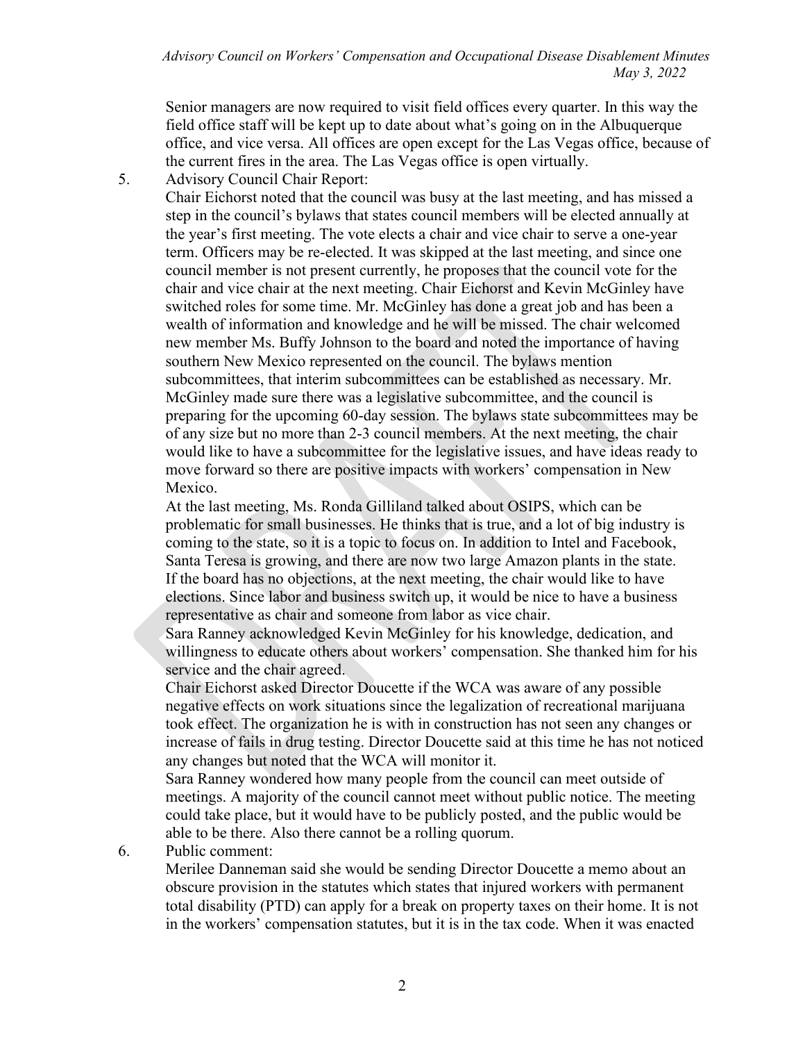Senior managers are now required to visit field offices every quarter. In this way the field office staff will be kept up to date about what's going on in the Albuquerque office, and vice versa. All offices are open except for the Las Vegas office, because of the current fires in the area. The Las Vegas office is open virtually.

5. Advisory Council Chair Report:

   Chair Eichorst noted that the council was busy at the last meeting, and has missed a step in the council's bylaws that states council members will be elected annually at the year's first meeting. The vote elects a chair and vice chair to serve a one-year term. Officers may be re-elected. It was skipped at the last meeting, and since one council member is not present currently, he proposes that the council vote for the chair and vice chair at the next meeting. Chair Eichorst and Kevin McGinley have switched roles for some time. Mr. McGinley has done a great job and has been a wealth of information and knowledge and he will be missed. The chair welcomed new member Ms. Buffy Johnson to the board and noted the importance of having southern New Mexico represented on the council. The bylaws mention subcommittees, that interim subcommittees can be established as necessary. Mr. McGinley made sure there was a legislative subcommittee, and the council is preparing for the upcoming 60-day session. The bylaws state subcommittees may be of any size but no more than 2-3 council members. At the next meeting, the chair would like to have a subcommittee for the legislative issues, and have ideas ready to move forward so there are positive impacts with workers' compensation in New Mexico.

   At the last meeting, Ms. Ronda Gilliland talked about OSIPS, which can be problematic for small businesses. He thinks that is true, and a lot of big industry is coming to the state, so it is a topic to focus on. In addition to Intel and Facebook, Santa Teresa is growing, and there are now two large Amazon plants in the state. If the board has no objections, at the next meeting, the chair would like to have elections. Since labor and business switch up, it would be nice to have a business representative as chair and someone from labor as vice chair.

   Sara Ranney acknowledged Kevin McGinley for his knowledge, dedication, and willingness to educate others about workers' compensation. She thanked him for his service and the chair agreed.

   Chair Eichorst asked Director Doucette if the WCA was aware of any possible negative effects on work situations since the legalization of recreational marijuana took effect. The organization he is with in construction has not seen any changes or increase of fails in drug testing. Director Doucette said at this time he has not noticed any changes but noted that the WCA will monitor it.

   Sara Ranney wondered how many people from the council can meet outside of meetings. A majority of the council cannot meet without public notice. The meeting could take place, but it would have to be publicly posted, and the public would be able to be there. Also there cannot be a rolling quorum.

6. Public comment:

   Merilee Danneman said she would be sending Director Doucette a memo about an obscure provision in the statutes which states that injured workers with permanent total disability (PTD) can apply for a break on property taxes on their home. It is not in the workers' compensation statutes, but it is in the tax code. When it was enacted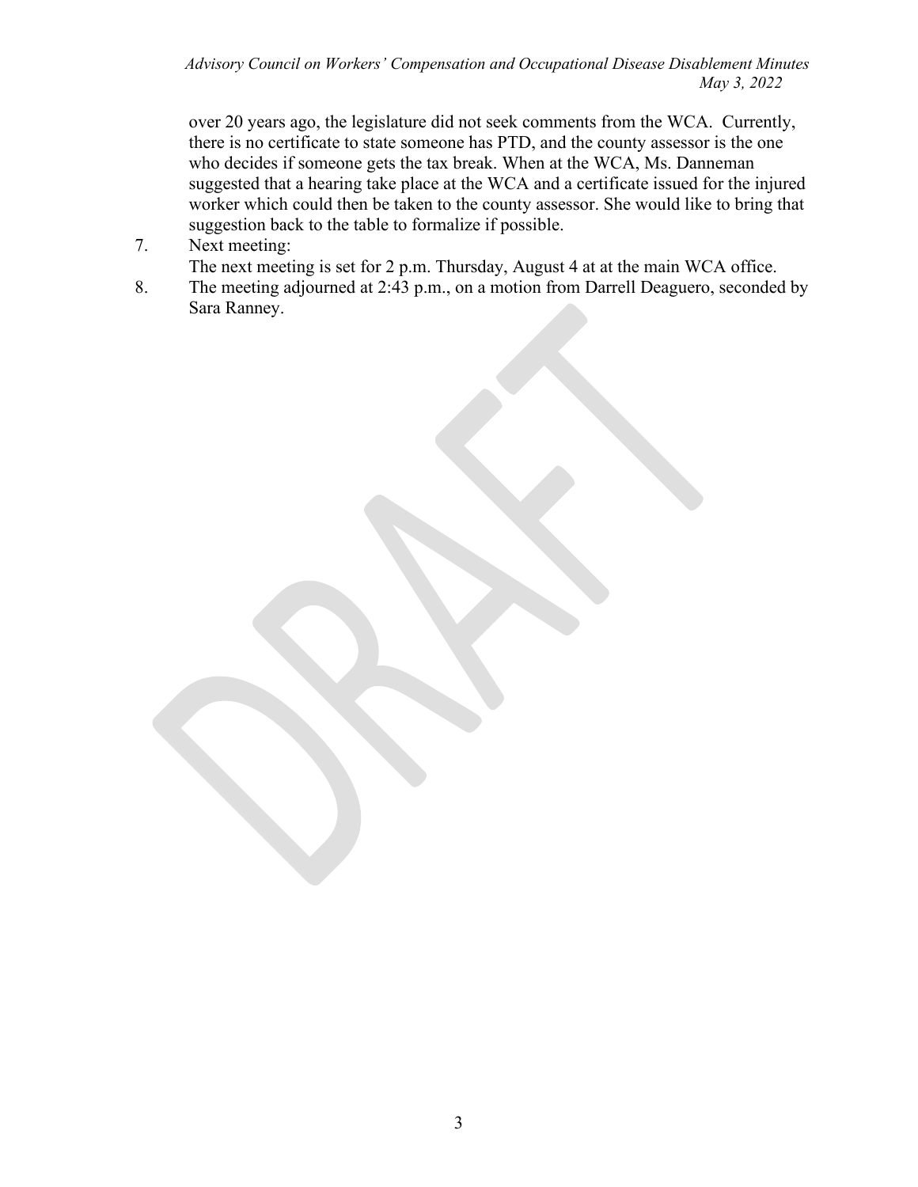over 20 years ago, the legislature did not seek comments from the WCA. Currently, there is no certificate to state someone has PTD, and the county assessor is the one who decides if someone gets the tax break. When at the WCA, Ms. Danneman suggested that a hearing take place at the WCA and a certificate issued for the injured worker which could then be taken to the county assessor. She would like to bring that suggestion back to the table to formalize if possible.

7. Next meeting:
   The next meeting is set for 2 p.m. Thursday, August 4 at at the main WCA office.
8. The meeting adjourned at 2:43 p.m., on a motion from Darrell Deaguero, seconded by Sara Ranney.